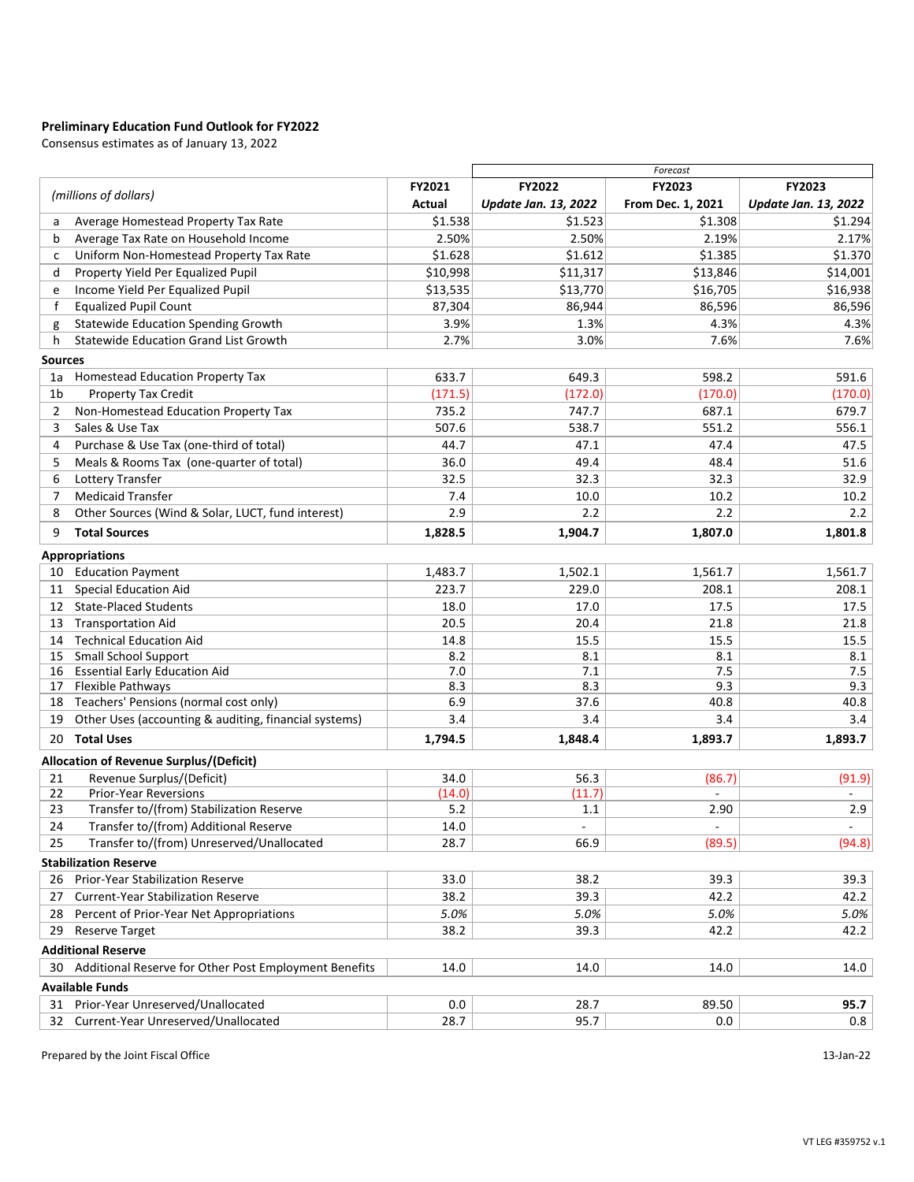# Preliminary Education Fund Outlook for FY2022

Consensus estimates as of January 13, 2022

| | (millions of dollars) | FY2021 Actual | FY2022 *Update Jan. 13, 2022* | FY2023 From Dec. 1, 2021 (Forecast) | FY2023 *Update Jan. 13, 2022* (Forecast) |
|---|---|---|---|---|---|
| a | Average Homestead Property Tax Rate | $1.538 | $1.523 | $1.308 | $1.294 |
| b | Average Tax Rate on Household Income | 2.50% | 2.50% | 2.19% | 2.17% |
| c | Uniform Non-Homestead Property Tax Rate | $1.628 | $1.612 | $1.385 | $1.370 |
| d | Property Yield Per Equalized Pupil | $10,998 | $11,317 | $13,846 | $14,001 |
| e | Income Yield Per Equalized Pupil | $13,535 | $13,770 | $16,705 | $16,938 |
| f | Equalized Pupil Count | 87,304 | 86,944 | 86,596 | 86,596 |
| g | Statewide Education Spending Growth | 3.9% | 1.3% | 4.3% | 4.3% |
| h | Statewide Education Grand List Growth | 2.7% | 3.0% | 7.6% | 7.6% |
| **Sources** | | | | | |
| 1a | Homestead Education Property Tax | 633.7 | 649.3 | 598.2 | 591.6 |
| 1b | Property Tax Credit | (171.5) | (172.0) | (170.0) | (170.0) |
| 2 | Non-Homestead Education Property Tax | 735.2 | 747.7 | 687.1 | 679.7 |
| 3 | Sales & Use Tax | 507.6 | 538.7 | 551.2 | 556.1 |
| 4 | Purchase & Use Tax (one-third of total) | 44.7 | 47.1 | 47.4 | 47.5 |
| 5 | Meals & Rooms Tax (one-quarter of total) | 36.0 | 49.4 | 48.4 | 51.6 |
| 6 | Lottery Transfer | 32.5 | 32.3 | 32.3 | 32.9 |
| 7 | Medicaid Transfer | 7.4 | 10.0 | 10.2 | 10.2 |
| 8 | Other Sources (Wind & Solar, LUCT, fund interest) | 2.9 | 2.2 | 2.2 | 2.2 |
| 9 | **Total Sources** | **1,828.5** | **1,904.7** | **1,807.0** | **1,801.8** |
| **Appropriations** | | | | | |
| 10 | Education Payment | 1,483.7 | 1,502.1 | 1,561.7 | 1,561.7 |
| 11 | Special Education Aid | 223.7 | 229.0 | 208.1 | 208.1 |
| 12 | State-Placed Students | 18.0 | 17.0 | 17.5 | 17.5 |
| 13 | Transportation Aid | 20.5 | 20.4 | 21.8 | 21.8 |
| 14 | Technical Education Aid | 14.8 | 15.5 | 15.5 | 15.5 |
| 15 | Small School Support | 8.2 | 8.1 | 8.1 | 8.1 |
| 16 | Essential Early Education Aid | 7.0 | 7.1 | 7.5 | 7.5 |
| 17 | Flexible Pathways | 8.3 | 8.3 | 9.3 | 9.3 |
| 18 | Teachers' Pensions (normal cost only) | 6.9 | 37.6 | 40.8 | 40.8 |
| 19 | Other Uses (accounting & auditing, financial systems) | 3.4 | 3.4 | 3.4 | 3.4 |
| 20 | **Total Uses** | **1,794.5** | **1,848.4** | **1,893.7** | **1,893.7** |
| **Allocation of Revenue Surplus/(Deficit)** | | | | | |
| 21 | Revenue Surplus/(Deficit) | 34.0 | 56.3 | (86.7) | (91.9) |
| 22 | Prior-Year Reversions | (14.0) | (11.7) | - | - |
| 23 | Transfer to/(from) Stabilization Reserve | 5.2 | 1.1 | 2.90 | 2.9 |
| 24 | Transfer to/(from) Additional Reserve | 14.0 | - | - | - |
| 25 | Transfer to/(from) Unreserved/Unallocated | 28.7 | 66.9 | (89.5) | (94.8) |
| **Stabilization Reserve** | | | | | |
| 26 | Prior-Year Stabilization Reserve | 33.0 | 38.2 | 39.3 | 39.3 |
| 27 | Current-Year Stabilization Reserve | 38.2 | 39.3 | 42.2 | 42.2 |
| 28 | Percent of Prior-Year Net Appropriations | *5.0%* | *5.0%* | *5.0%* | *5.0%* |
| 29 | Reserve Target | 38.2 | 39.3 | 42.2 | 42.2 |
| **Additional Reserve** | | | | | |
| 30 | Additional Reserve for Other Post Employment Benefits | 14.0 | 14.0 | 14.0 | 14.0 |
| **Available Funds** | | | | | |
| 31 | Prior-Year Unreserved/Unallocated | 0.0 | 28.7 | 89.50 | **95.7** |
| 32 | Current-Year Unreserved/Unallocated | 28.7 | 95.7 | 0.0 | 0.8 |

Prepared by the Joint Fiscal Office

13-Jan-22

VT LEG #359752 v.1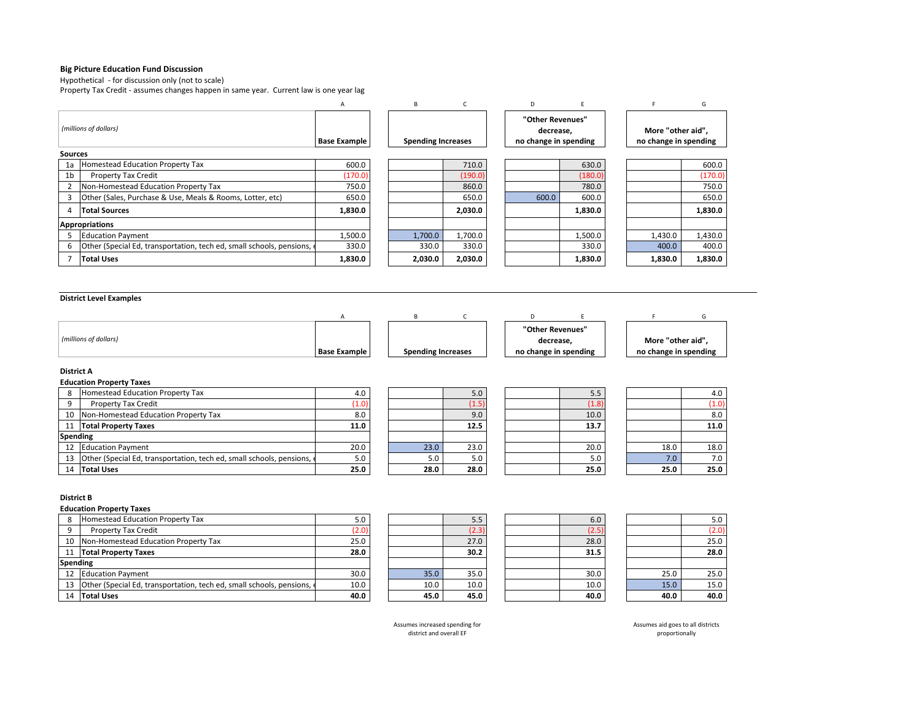**Big Picture Education Fund Discussion**

Hypothetical - for discussion only (not to scale)

Property Tax Credit - assumes changes happen in same year. Current law is one year lag

| | (millions of dollars) | A<br>Base Example | B<br>Spending Increases | C | D<br>"Other Revenues" decrease, no change in spending | E | F<br>More "other aid", no change in spending | G |
|---|---|---|---|---|---|---|---|---|
| **Sources** | | | | | | | | |
| 1a | Homestead Education Property Tax | 600.0 | | 710.0 | | 630.0 | | 600.0 |
| 1b | Property Tax Credit | (170.0) | | (190.0) | | (180.0) | | (170.0) |
| 2 | Non-Homestead Education Property Tax | 750.0 | | 860.0 | | 780.0 | | 750.0 |
| 3 | Other (Sales, Purchase & Use, Meals & Rooms, Lotter, etc) | 650.0 | | 650.0 | 600.0 | 600.0 | | 650.0 |
| 4 | **Total Sources** | **1,830.0** | | **2,030.0** | | **1,830.0** | | **1,830.0** |
| **Appropriations** | | | | | | | | |
| 5 | Education Payment | 1,500.0 | 1,700.0 | 1,700.0 | | 1,500.0 | 1,430.0 | 1,430.0 |
| 6 | Other (Special Ed, transportation, tech ed, small schools, pensions, e | 330.0 | 330.0 | 330.0 | | 330.0 | 400.0 | 400.0 |
| 7 | **Total Uses** | **1,830.0** | **2,030.0** | **2,030.0** | | **1,830.0** | **1,830.0** | **1,830.0** |

**District Level Examples**

| | (millions of dollars) | A<br>Base Example | B<br>Spending Increases | C | D<br>"Other Revenues" decrease, no change in spending | E | F<br>More "other aid", no change in spending | G |
|---|---|---|---|---|---|---|---|---|
| **District A** | | | | | | | | |
| **Education Property Taxes** | | | | | | | | |
| 8 | Homestead Education Property Tax | 4.0 | | 5.0 | | 5.5 | | 4.0 |
| 9 | Property Tax Credit | (1.0) | | (1.5) | | (1.8) | | (1.0) |
| 10 | Non-Homestead Education Property Tax | 8.0 | | 9.0 | | 10.0 | | 8.0 |
| 11 | **Total Property Taxes** | **11.0** | | **12.5** | | **13.7** | | **11.0** |
| **Spending** | | | | | | | | |
| 12 | Education Payment | 20.0 | 23.0 | 23.0 | | 20.0 | 18.0 | 18.0 |
| 13 | Other (Special Ed, transportation, tech ed, small schools, pensions, e | 5.0 | 5.0 | 5.0 | | 5.0 | 7.0 | 7.0 |
| 14 | **Total Uses** | **25.0** | **28.0** | **28.0** | | **25.0** | **25.0** | **25.0** |
| **District B** | | | | | | | | |
| **Education Property Taxes** | | | | | | | | |
| 8 | Homestead Education Property Tax | 5.0 | | 5.5 | | 6.0 | | 5.0 |
| 9 | Property Tax Credit | (2.0) | | (2.3) | | (2.5) | | (2.0) |
| 10 | Non-Homestead Education Property Tax | 25.0 | | 27.0 | | 28.0 | | 25.0 |
| 11 | **Total Property Taxes** | **28.0** | | **30.2** | | **31.5** | | **28.0** |
| **Spending** | | | | | | | | |
| 12 | Education Payment | 30.0 | 35.0 | 35.0 | | 30.0 | 25.0 | 25.0 |
| 13 | Other (Special Ed, transportation, tech ed, small schools, pensions, e | 10.0 | 10.0 | 10.0 | | 10.0 | 15.0 | 15.0 |
| 14 | **Total Uses** | **40.0** | **45.0** | **45.0** | | **40.0** | **40.0** | **40.0** |

Spending Increases: Assumes increased spending for district and overall EF

More "other aid", no change in spending: Assumes aid goes to all districts proportionally